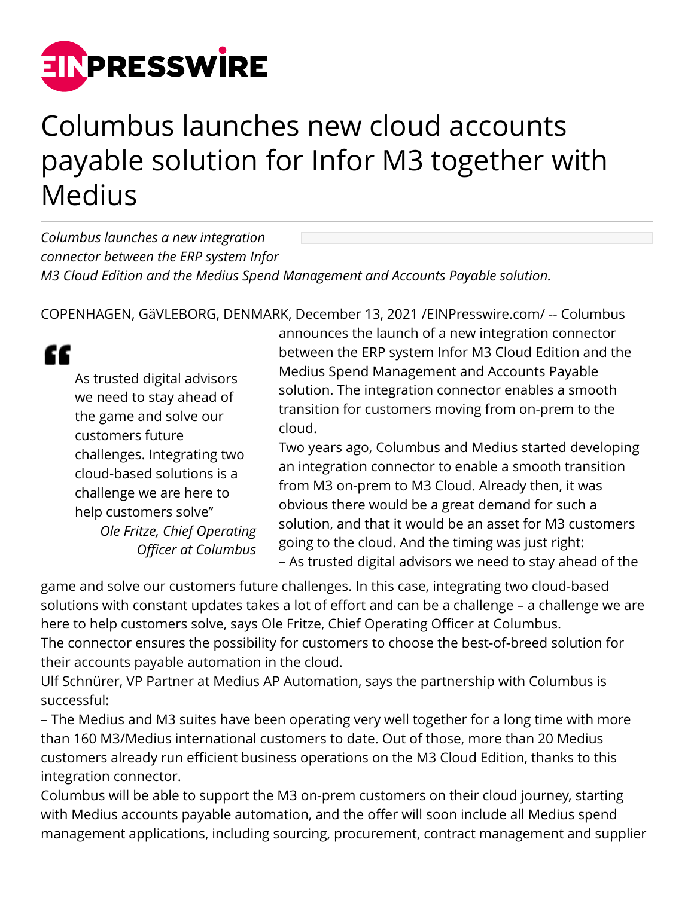# Columbus launches new cloud accounts payable solution for Infor M3 together with Medius

*Columbus launches a new integration connector between the ERP system Infor M3 Cloud Edition and the Medius Spend Management and Accounts Payable solution.*

COPENHAGEN, GäVLEBORG, DENMARK, December 13, 2021 /EINPresswire.com/ -- Columbus announces the launch of a new integration connector between the ERP system Infor M3 Cloud Edition and the Medius Spend Management and Accounts Payable solution. The integration connector enables a smooth transition for customers moving from on-prem to the cloud.

> As trusted digital advisors we need to stay ahead of the game and solve our customers future challenges. Integrating two cloud-based solutions is a challenge we are here to help customers solve"
>
> *Ole Fritze, Chief Operating Officer at Columbus*

Two years ago, Columbus and Medius started developing an integration connector to enable a smooth transition from M3 on-prem to M3 Cloud. Already then, it was obvious there would be a great demand for such a solution, and that it would be an asset for M3 customers going to the cloud. And the timing was just right:

– As trusted digital advisors we need to stay ahead of the game and solve our customers future challenges. In this case, integrating two cloud-based solutions with constant updates takes a lot of effort and can be a challenge – a challenge we are here to help customers solve, says Ole Fritze, Chief Operating Officer at Columbus.

The connector ensures the possibility for customers to choose the best-of-breed solution for their accounts payable automation in the cloud.

Ulf Schnürer, VP Partner at Medius AP Automation, says the partnership with Columbus is successful:

– The Medius and M3 suites have been operating very well together for a long time with more than 160 M3/Medius international customers to date. Out of those, more than 20 Medius customers already run efficient business operations on the M3 Cloud Edition, thanks to this integration connector.

Columbus will be able to support the M3 on-prem customers on their cloud journey, starting with Medius accounts payable automation, and the offer will soon include all Medius spend management applications, including sourcing, procurement, contract management and supplier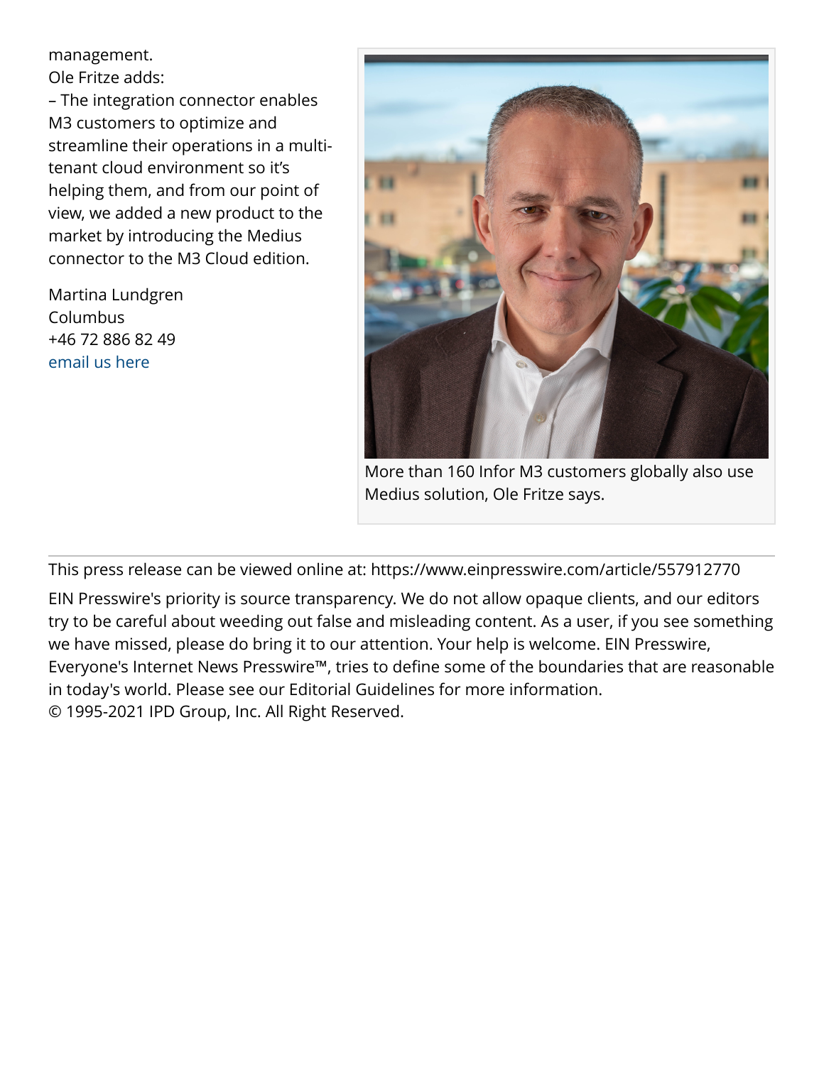management.
Ole Fritze adds:
– The integration connector enables M3 customers to optimize and streamline their operations in a multi-tenant cloud environment so it's helping them, and from our point of view, we added a new product to the market by introducing the Medius connector to the M3 Cloud edition.

Martina Lundgren
Columbus
+46 72 886 82 49
email us here

More than 160 Infor M3 customers globally also use Medius solution, Ole Fritze says.

---

This press release can be viewed online at: https://www.einpresswire.com/article/557912770

EIN Presswire's priority is source transparency. We do not allow opaque clients, and our editors try to be careful about weeding out false and misleading content. As a user, if you see something we have missed, please do bring it to our attention. Your help is welcome. EIN Presswire, Everyone's Internet News Presswire™, tries to define some of the boundaries that are reasonable in today's world. Please see our Editorial Guidelines for more information.
© 1995-2021 IPD Group, Inc. All Right Reserved.